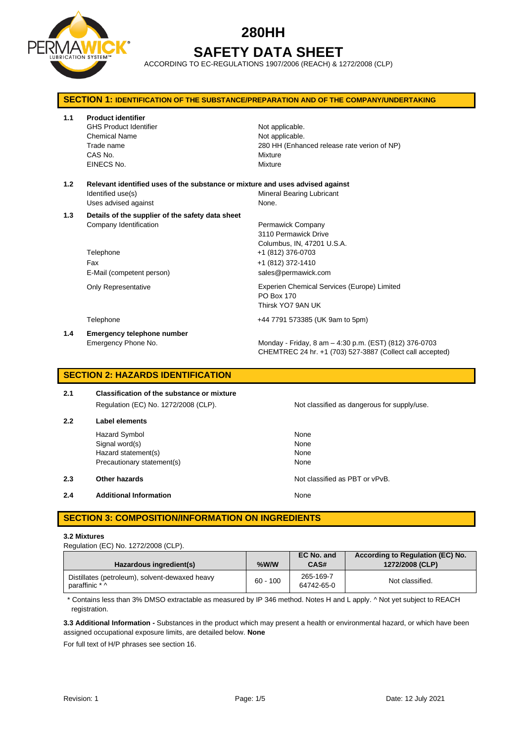# 280HH

# SAFETY DATA SHEET

ACCORDING TO EC-REGULATIONS 1907/2006 (REACH) & 1272/2008 (CLP)

## SECTION 1: IDENTIFICATION OF THE SUBSTANCE/PREPARATION AND OF THE COMPANY/UNDERTAKING

**1.1 Product identifier**

| | |
|---|---|
| GHS Product Identifier | Not applicable. |
| Chemical Name | Not applicable. |
| Trade name | 280 HH (Enhanced release rate verion of NP) |
| CAS No. | Mixture |
| EINECS No. | Mixture |

**1.2 Relevant identified uses of the substance or mixture and uses advised against**

| | |
|---|---|
| Identified use(s) | Mineral Bearing Lubricant |
| Uses advised against | None. |

**1.3 Details of the supplier of the safety data sheet**

| | |
|---|---|
| Company Identification | Permawick Company<br>3110 Permawick Drive<br>Columbus, IN, 47201 U.S.A. |
| Telephone | +1 (812) 376-0703 |
| Fax | +1 (812) 372-1410 |
| E-Mail (competent person) | sales@permawick.com |
| Only Representative | Experien Chemical Services (Europe) Limited<br>PO Box 170<br>Thirsk YO7 9AN UK |
| Telephone | +44 7791 573385 (UK 9am to 5pm) |

**1.4 Emergency telephone number**

| | |
|---|---|
| Emergency Phone No. | Monday - Friday, 8 am – 4:30 p.m. (EST) (812) 376-0703<br>CHEMTREC 24 hr. +1 (703) 527-3887 (Collect call accepted) |

## SECTION 2: HAZARDS IDENTIFICATION

**2.1 Classification of the substance or mixture**

Regulation (EC) No. 1272/2008 (CLP). — Not classified as dangerous for supply/use.

**2.2 Label elements**

| | |
|---|---|
| Hazard Symbol | None |
| Signal word(s) | None |
| Hazard statement(s) | None |
| Precautionary statement(s) | None |

**2.3 Other hazards** — Not classified as PBT or vPvB.

**2.4 Additional Information** — None

## SECTION 3: COMPOSITION/INFORMATION ON INGREDIENTS

**3.2 Mixtures**

Regulation (EC) No. 1272/2008 (CLP).

| Hazardous ingredient(s) | %W/W | EC No. and CAS# | According to Regulation (EC) No. 1272/2008 (CLP) |
|---|---|---|---|
| Distillates (petroleum), solvent-dewaxed heavy paraffinic * ^ | 60 - 100 | 265-169-7<br>64742-65-0 | Not classified. |

\* Contains less than 3% DMSO extractable as measured by IP 346 method. Notes H and L apply. ^ Not yet subject to REACH registration.

**3.3 Additional Information -** Substances in the product which may present a health or environmental hazard, or which have been assigned occupational exposure limits, are detailed below. **None**

For full text of H/P phrases see section 16.

Revision: 1 — Date: 12 July 2021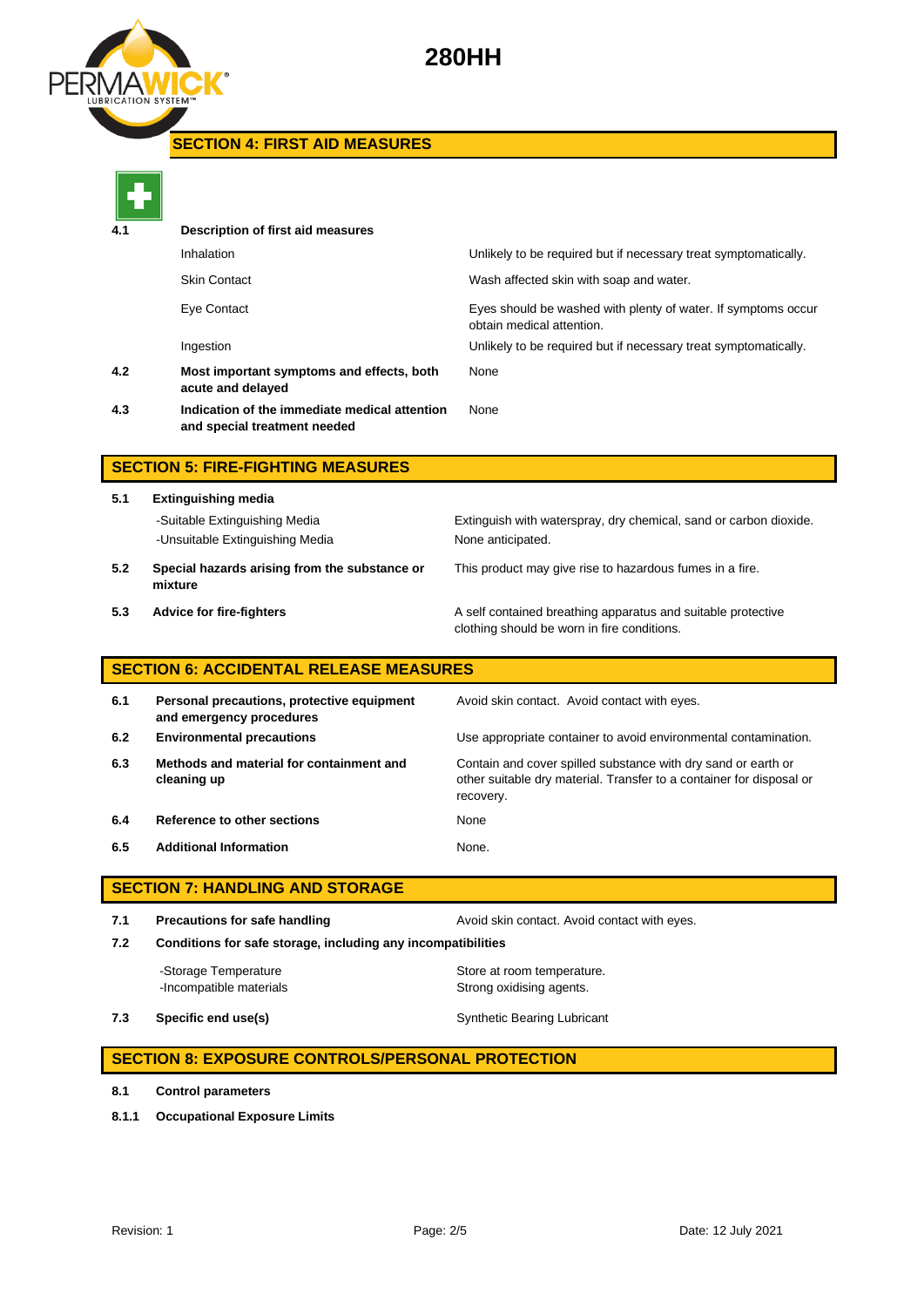## SECTION 4: FIRST AID MEASURES

| | | |
|---|---|---|
| **4.1** | **Description of first aid measures** | |
| | Inhalation | Unlikely to be required but if necessary treat symptomatically. |
| | Skin Contact | Wash affected skin with soap and water. |
| | Eye Contact | Eyes should be washed with plenty of water. If symptoms occur obtain medical attention. |
| | Ingestion | Unlikely to be required but if necessary treat symptomatically. |
| **4.2** | **Most important symptoms and effects, both acute and delayed** | None |
| **4.3** | **Indication of the immediate medical attention and special treatment needed** | None |

## SECTION 5: FIRE-FIGHTING MEASURES

| | | |
|---|---|---|
| **5.1** | **Extinguishing media** | |
| | -Suitable Extinguishing Media | Extinguish with waterspray, dry chemical, sand or carbon dioxide. |
| | -Unsuitable Extinguishing Media | None anticipated. |
| **5.2** | **Special hazards arising from the substance or mixture** | This product may give rise to hazardous fumes in a fire. |
| **5.3** | **Advice for fire-fighters** | A self contained breathing apparatus and suitable protective clothing should be worn in fire conditions. |

## SECTION 6: ACCIDENTAL RELEASE MEASURES

| | | |
|---|---|---|
| **6.1** | **Personal precautions, protective equipment and emergency procedures** | Avoid skin contact. Avoid contact with eyes. |
| **6.2** | **Environmental precautions** | Use appropriate container to avoid environmental contamination. |
| **6.3** | **Methods and material for containment and cleaning up** | Contain and cover spilled substance with dry sand or earth or other suitable dry material. Transfer to a container for disposal or recovery. |
| **6.4** | **Reference to other sections** | None |
| **6.5** | **Additional Information** | None. |

## SECTION 7: HANDLING AND STORAGE

| | | |
|---|---|---|
| **7.1** | **Precautions for safe handling** | Avoid skin contact. Avoid contact with eyes. |
| **7.2** | **Conditions for safe storage, including any incompatibilities** | |
| | -Storage Temperature | Store at room temperature. |
| | -Incompatible materials | Strong oxidising agents. |
| **7.3** | **Specific end use(s)** | Synthetic Bearing Lubricant |

## SECTION 8: EXPOSURE CONTROLS/PERSONAL PROTECTION

**8.1** **Control parameters**

**8.1.1** **Occupational Exposure Limits**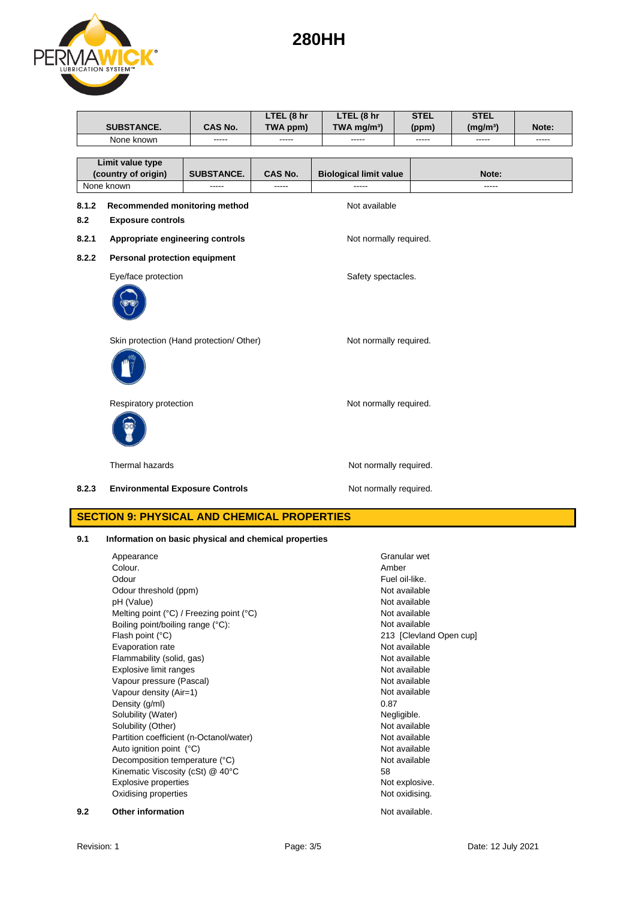| SUBSTANCE. | CAS No. | LTEL (8 hr TWA ppm) | LTEL (8 hr TWA mg/m³) | STEL (ppm) | STEL (mg/m³) | Note: |
|---|---|---|---|---|---|---|
| None known | ----- | ----- | ----- | ----- | ----- | ----- |

| Limit value type (country of origin) | SUBSTANCE. | CAS No. | Biological limit value | Note: |
|---|---|---|---|---|
| None known | ----- | ----- | ----- | ----- |

**8.1.2 Recommended monitoring method** — Not available

**8.2 Exposure controls**

**8.2.1 Appropriate engineering controls** — Not normally required.

**8.2.2 Personal protection equipment**

Eye/face protection — Safety spectacles.

Skin protection (Hand protection/ Other) — Not normally required.

Respiratory protection — Not normally required.

Thermal hazards — Not normally required.

**8.2.3 Environmental Exposure Controls** — Not normally required.

## SECTION 9: PHYSICAL AND CHEMICAL PROPERTIES

**9.1 Information on basic physical and chemical properties**

| Property | Value |
|---|---|
| Appearance | Granular wet |
| Colour. | Amber |
| Odour | Fuel oil-like. |
| Odour threshold (ppm) | Not available |
| pH (Value) | Not available |
| Melting point (°C) / Freezing point (°C) | Not available |
| Boiling point/boiling range (°C): | Not available |
| Flash point (°C) | 213 [Clevland Open cup] |
| Evaporation rate | Not available |
| Flammability (solid, gas) | Not available |
| Explosive limit ranges | Not available |
| Vapour pressure (Pascal) | Not available |
| Vapour density (Air=1) | Not available |
| Density (g/ml) | 0.87 |
| Solubility (Water) | Negligible. |
| Solubility (Other) | Not available |
| Partition coefficient (n-Octanol/water) | Not available |
| Auto ignition point (°C) | Not available |
| Decomposition temperature (°C) | Not available |
| Kinematic Viscosity (cSt) @ 40°C | 58 |
| Explosive properties | Not explosive. |
| Oxidising properties | Not oxidising. |

**9.2 Other information** — Not available.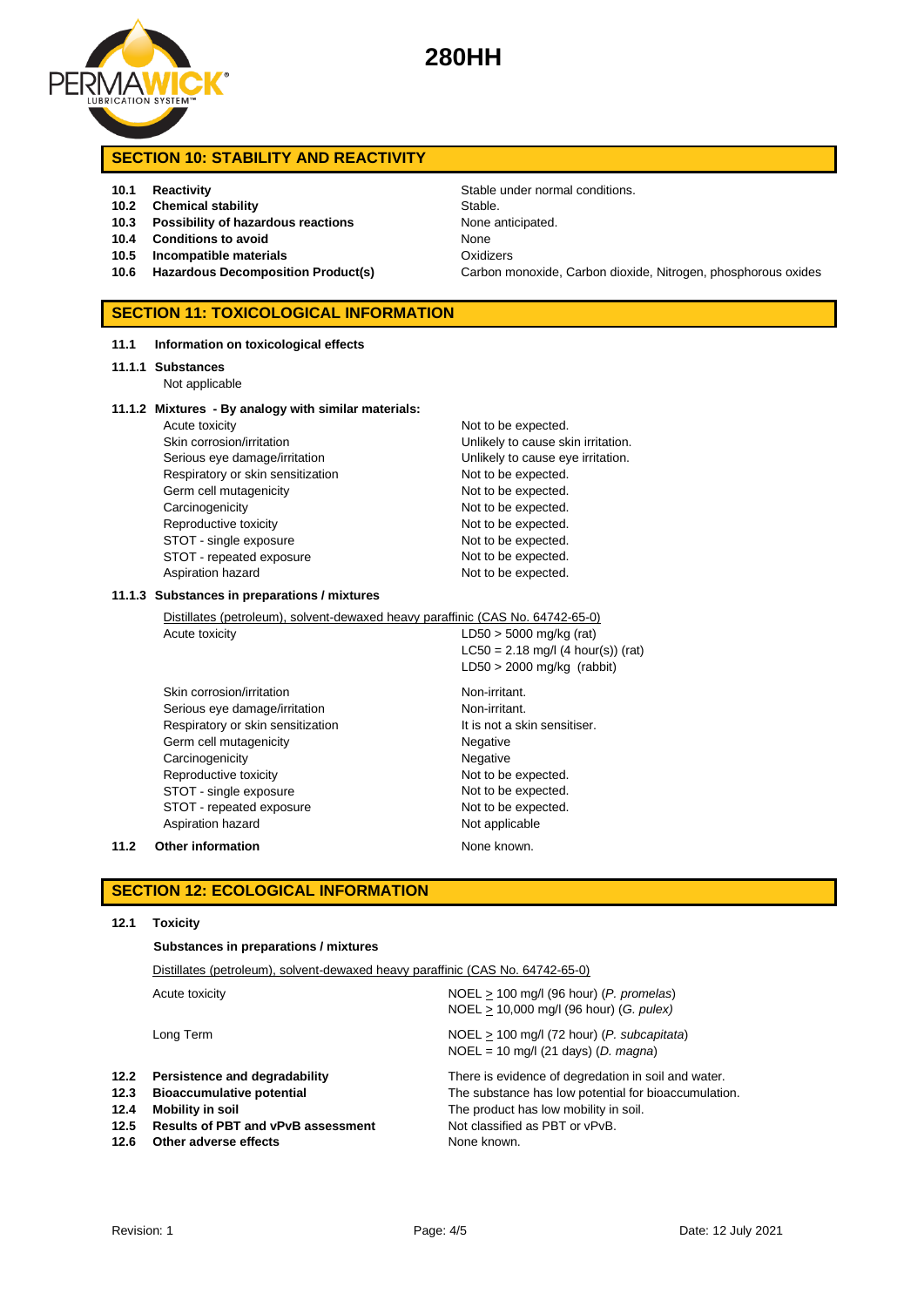# 280HH

## SECTION 10: STABILITY AND REACTIVITY

| | | |
|---|---|---|
| **10.1** | **Reactivity** | Stable under normal conditions. |
| **10.2** | **Chemical stability** | Stable. |
| **10.3** | **Possibility of hazardous reactions** | None anticipated. |
| **10.4** | **Conditions to avoid** | None |
| **10.5** | **Incompatible materials** | Oxidizers |
| **10.6** | **Hazardous Decomposition Product(s)** | Carbon monoxide, Carbon dioxide, Nitrogen, phosphorous oxides |

## SECTION 11: TOXICOLOGICAL INFORMATION

**11.1 Information on toxicological effects**

**11.1.1 Substances**

Not applicable

**11.1.2 Mixtures - By analogy with similar materials:**

| | |
|---|---|
| Acute toxicity | Not to be expected. |
| Skin corrosion/irritation | Unlikely to cause skin irritation. |
| Serious eye damage/irritation | Unlikely to cause eye irritation. |
| Respiratory or skin sensitization | Not to be expected. |
| Germ cell mutagenicity | Not to be expected. |
| Carcinogenicity | Not to be expected. |
| Reproductive toxicity | Not to be expected. |
| STOT - single exposure | Not to be expected. |
| STOT - repeated exposure | Not to be expected. |
| Aspiration hazard | Not to be expected. |

**11.1.3 Substances in preparations / mixtures**

Distillates (petroleum), solvent-dewaxed heavy paraffinic (CAS No. 64742-65-0)

| | |
|---|---|
| Acute toxicity | LD50 > 5000 mg/kg (rat)<br>LC50 = 2.18 mg/l (4 hour(s)) (rat)<br>LD50 > 2000 mg/kg (rabbit) |
| Skin corrosion/irritation | Non-irritant. |
| Serious eye damage/irritation | Non-irritant. |
| Respiratory or skin sensitization | It is not a skin sensitiser. |
| Germ cell mutagenicity | Negative |
| Carcinogenicity | Negative |
| Reproductive toxicity | Not to be expected. |
| STOT - single exposure | Not to be expected. |
| STOT - repeated exposure | Not to be expected. |
| Aspiration hazard | Not applicable |

**11.2 Other information** None known.

## SECTION 12: ECOLOGICAL INFORMATION

**12.1 Toxicity**

**Substances in preparations / mixtures**

Distillates (petroleum), solvent-dewaxed heavy paraffinic (CAS No. 64742-65-0)

| | |
|---|---|
| Acute toxicity | NOEL ≥ 100 mg/l (96 hour) (*P. promelas*)<br>NOEL ≥ 10,000 mg/l (96 hour) (*G. pulex*) |
| Long Term | NOEL ≥ 100 mg/l (72 hour) (*P. subcapitata*)<br>NOEL = 10 mg/l (21 days) (*D. magna*) |

| | | |
|---|---|---|
| **12.2** | **Persistence and degradability** | There is evidence of degredation in soil and water. |
| **12.3** | **Bioaccumulative potential** | The substance has low potential for bioaccumulation. |
| **12.4** | **Mobility in soil** | The product has low mobility in soil. |
| **12.5** | **Results of PBT and vPvB assessment** | Not classified as PBT or vPvB. |
| **12.6** | **Other adverse effects** | None known. |

Revision: 1 Date: 12 July 2021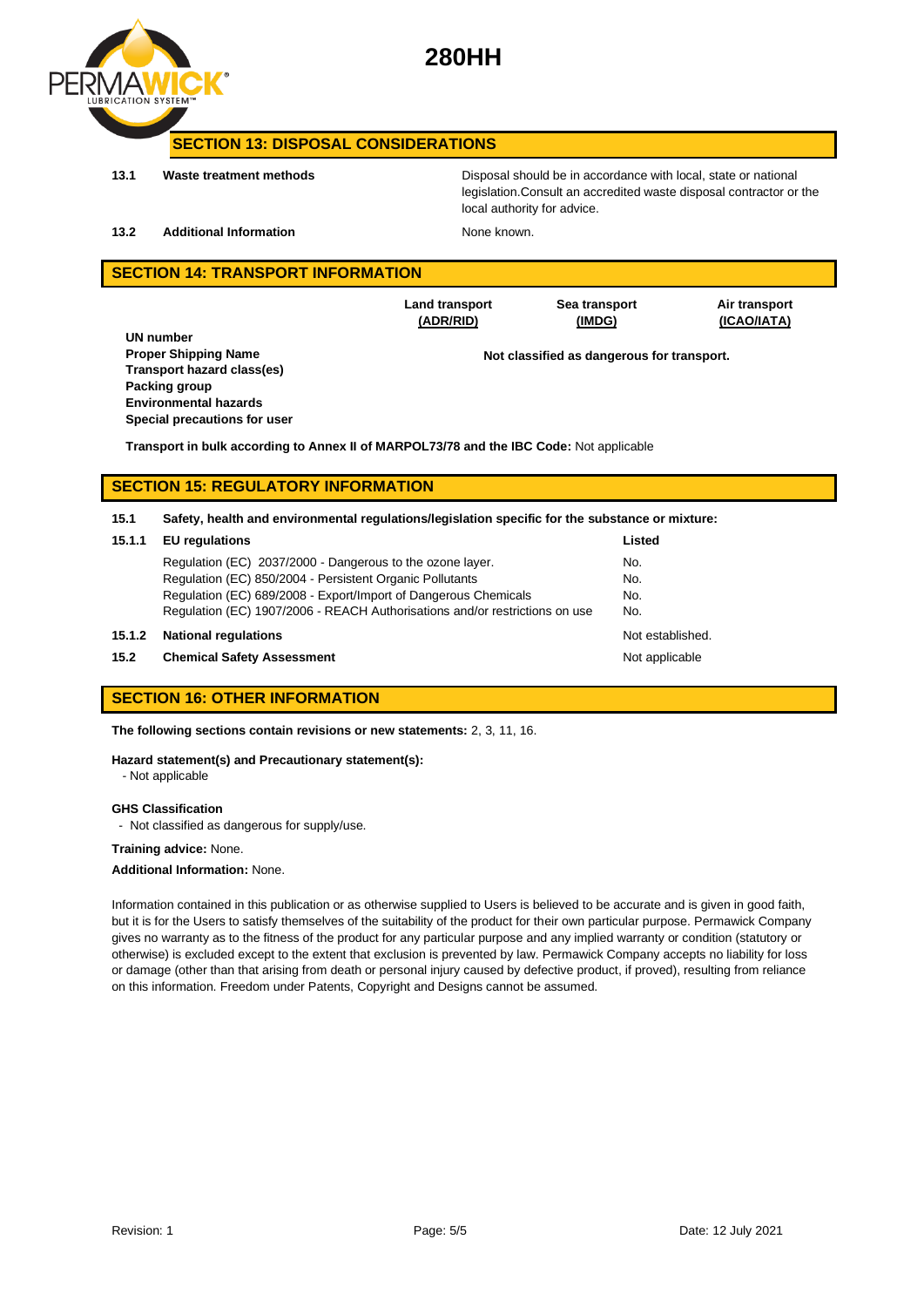## SECTION 13: DISPOSAL CONSIDERATIONS

| | | |
|---|---|---|
| 13.1 | **Waste treatment methods** | Disposal should be in accordance with local, state or national legislation.Consult an accredited waste disposal contractor or the local authority for advice. |
| 13.2 | **Additional Information** | None known. |

## SECTION 14: TRANSPORT INFORMATION

| | Land transport (ADR/RID) | Sea transport (IMDG) | Air transport (ICAO/IATA) |
|---|---|---|---|
| **UN number** | | | |
| **Proper Shipping Name** | **Not classified as dangerous for transport.** | | |
| **Transport hazard class(es)** | | | |
| **Packing group** | | | |
| **Environmental hazards** | | | |
| **Special precautions for user** | | | |

**Transport in bulk according to Annex II of MARPOL73/78 and the IBC Code:** Not applicable

## SECTION 15: REGULATORY INFORMATION

**15.1 Safety, health and environmental regulations/legislation specific for the substance or mixture:**

| | | |
|---|---|---|
| **15.1.1** | **EU regulations** | **Listed** |
| | Regulation (EC) 2037/2000 - Dangerous to the ozone layer. | No. |
| | Regulation (EC) 850/2004 - Persistent Organic Pollutants | No. |
| | Regulation (EC) 689/2008 - Export/Import of Dangerous Chemicals | No. |
| | Regulation (EC) 1907/2006 - REACH Authorisations and/or restrictions on use | No. |
| **15.1.2** | **National regulations** | Not established. |
| **15.2** | **Chemical Safety Assessment** | Not applicable |

## SECTION 16: OTHER INFORMATION

**The following sections contain revisions or new statements:** 2, 3, 11, 16.

**Hazard statement(s) and Precautionary statement(s):**
- Not applicable

**GHS Classification**
- Not classified as dangerous for supply/use.

**Training advice:** None.

**Additional Information:** None.

Information contained in this publication or as otherwise supplied to Users is believed to be accurate and is given in good faith, but it is for the Users to satisfy themselves of the suitability of the product for their own particular purpose. Permawick Company gives no warranty as to the fitness of the product for any particular purpose and any implied warranty or condition (statutory or otherwise) is excluded except to the extent that exclusion is prevented by law. Permawick Company accepts no liability for loss or damage (other than that arising from death or personal injury caused by defective product, if proved), resulting from reliance on this information. Freedom under Patents, Copyright and Designs cannot be assumed.